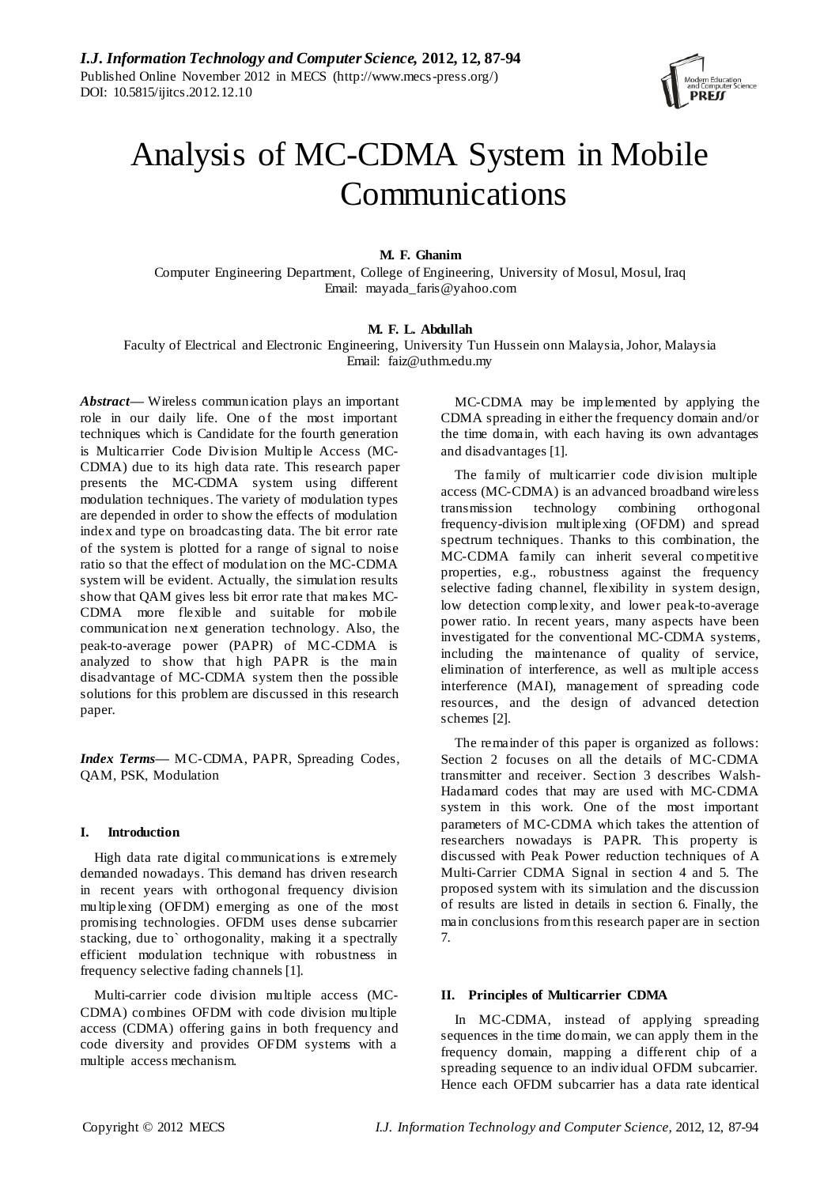# Analysis of MC-CDMA System in Mobile Communications

**M. F. Ghanim**

Computer Engineering Department, College of Engineering, University of Mosul, Mosul, Iraq
Email: mayada_faris@yahoo.com

**M. F. L. Abdullah**

Faculty of Electrical and Electronic Engineering, University Tun Hussein onn Malaysia, Johor, Malaysia
Email: faiz@uthm.edu.my

***Abstract*— Wireless communication plays an important role in our daily life. One of the most important techniques which is Candidate for the fourth generation is Multicarrier Code Division Multiple Access (MC-CDMA) due to its high data rate. This research paper presents the MC-CDMA system using different modulation techniques. The variety of modulation types are depended in order to show the effects of modulation index and type on broadcasting data. The bit error rate of the system is plotted for a range of signal to noise ratio so that the effect of modulation on the MC-CDMA system will be evident. Actually, the simulation results show that QAM gives less bit error rate that makes MC-CDMA more flexible and suitable for mobile communication next generation technology. Also, the peak-to-average power (PAPR) of MC-CDMA is analyzed to show that high PAPR is the main disadvantage of MC-CDMA system then the possible solutions for this problem are discussed in this research paper.**

***Index Terms*— MC-CDMA, PAPR, Spreading Codes, QAM, PSK, Modulation**

## I. Introduction

High data rate digital communications is extremely demanded nowadays. This demand has driven research in recent years with orthogonal frequency division multiplexing (OFDM) emerging as one of the most promising technologies. OFDM uses dense subcarrier stacking, due to` orthogonality, making it a spectrally efficient modulation technique with robustness in frequency selective fading channels [1].

Multi-carrier code division multiple access (MC-CDMA) combines OFDM with code division multiple access (CDMA) offering gains in both frequency and code diversity and provides OFDM systems with a multiple access mechanism.

MC-CDMA may be implemented by applying the CDMA spreading in either the frequency domain and/or the time domain, with each having its own advantages and disadvantages [1].

The family of multicarrier code division multiple access (MC-CDMA) is an advanced broadband wireless transmission technology combining orthogonal frequency-division multiplexing (OFDM) and spread spectrum techniques. Thanks to this combination, the MC-CDMA family can inherit several competitive properties, e.g., robustness against the frequency selective fading channel, flexibility in system design, low detection complexity, and lower peak-to-average power ratio. In recent years, many aspects have been investigated for the conventional MC-CDMA systems, including the maintenance of quality of service, elimination of interference, as well as multiple access interference (MAI), management of spreading code resources, and the design of advanced detection schemes [2].

The remainder of this paper is organized as follows: Section 2 focuses on all the details of MC-CDMA transmitter and receiver. Section 3 describes Walsh-Hadamard codes that may are used with MC-CDMA system in this work. One of the most important parameters of MC-CDMA which takes the attention of researchers nowadays is PAPR. This property is discussed with Peak Power reduction techniques of A Multi-Carrier CDMA Signal in section 4 and 5. The proposed system with its simulation and the discussion of results are listed in details in section 6. Finally, the main conclusions from this research paper are in section 7.

## II. Principles of Multicarrier CDMA

In MC-CDMA, instead of applying spreading sequences in the time domain, we can apply them in the frequency domain, mapping a different chip of a spreading sequence to an individual OFDM subcarrier. Hence each OFDM subcarrier has a data rate identical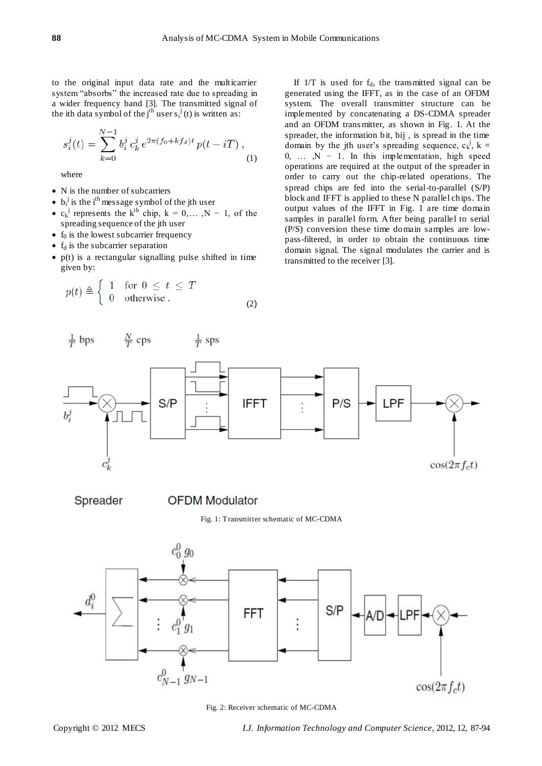to the original input data rate and the multicarrier system "absorbs" the increased rate due to spreading in a wider frequency band [3]. The transmitted signal of the ith data symbol of the $j^{th}$ user $s_i^j(t)$ is written as:

$$s_i^j(t) = \sum_{k=0}^{N-1} b_i^j \, c_k^j \, e^{2\pi(f_0 + k f_d)t} \, p(t - iT)\,, \tag{1}$$

where

- N is the number of subcarriers
- $b_i^j$ is the $i^{th}$ message symbol of the jth user
- $c_k^j$ represents the $k^{th}$ chip, k = 0,… ,N − 1, of the spreading sequence of the jth user
- $f_0$ is the lowest subcarrier frequency
- $f_d$ is the subcarrier separation
- p(t) is a rectangular signalling pulse shifted in time given by:

$$p(t) \triangleq \begin{cases} 1 & \text{for } 0 \le t \le T \\ 0 & \text{otherwise}\,. \end{cases} \tag{2}$$

If 1/T is used for $f_d$, the transmitted signal can be generated using the IFFT, as in the case of an OFDM system. The overall transmitter structure can be implemented by concatenating a DS-CDMA spreader and an OFDM transmitter, as shown in Fig. 1. At the spreader, the information bit, bij , is spread in the time domain by the jth user's spreading sequence, $c_k^j$, k = 0, … ,N − 1. In this implementation, high speed operations are required at the output of the spreader in order to carry out the chip-related operations. The spread chips are fed into the serial-to-parallel (S/P) block and IFFT is applied to these N parallel chips. The output values of the IFFT in Fig. 1 are time domain samples in parallel form. After being parallel to serial (P/S) conversion these time domain samples are low-pass-filtered, in order to obtain the continuous time domain signal. The signal modulates the carrier and is transmitted to the receiver [3].

Fig. 1: Transmitter schematic of MC-CDMA

Fig. 2: Receiver schematic of MC-CDMA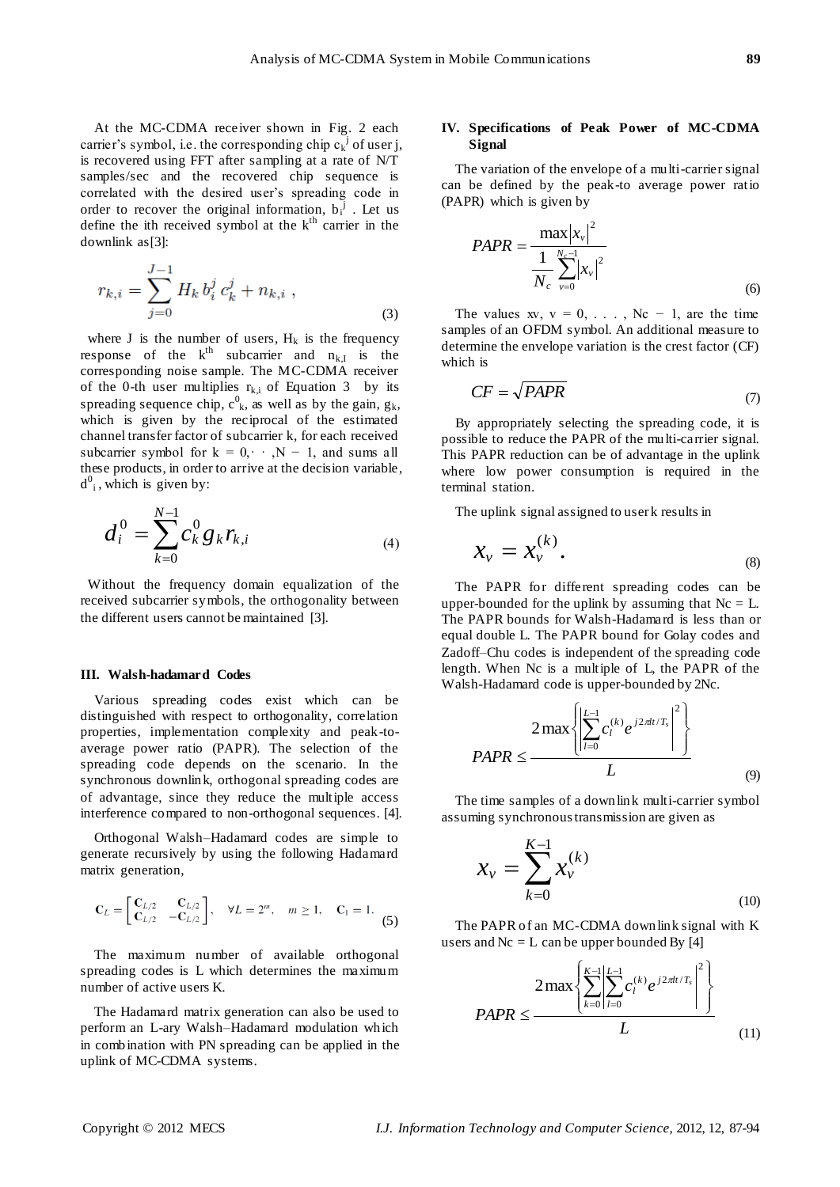At the MC-CDMA receiver shown in Fig. 2 each carrier's symbol, i.e. the corresponding chip $c_k^j$ of user j, is recovered using FFT after sampling at a rate of N/T samples/sec and the recovered chip sequence is correlated with the desired user's spreading code in order to recover the original information, $b_i^j$ . Let us define the ith received symbol at the $k^{th}$ carrier in the downlink as[3]:

$$r_{k,i} = \sum_{j=0}^{J-1} H_k \, b_i^j \, c_k^j + n_{k,i} \; , \tag{3}$$

where J is the number of users, $H_k$ is the frequency response of the $k^{th}$ subcarrier and $n_{k,I}$ is the corresponding noise sample. The MC-CDMA receiver of the 0-th user multiplies $r_{k,i}$ of Equation 3 by its spreading sequence chip, $c^0_k$, as well as by the gain, $g_k$, which is given by the reciprocal of the estimated channel transfer factor of subcarrier k, for each received subcarrier symbol for $k = 0, \cdot\cdot\cdot, N - 1$, and sums all these products, in order to arrive at the decision variable, $d^0_i$, which is given by:

$$d_i^0 = \sum_{k=0}^{N-1} c_k^0 g_k r_{k,i} \tag{4}$$

Without the frequency domain equalization of the received subcarrier symbols, the orthogonality between the different users cannot be maintained [3].

### III. Walsh-hadamard Codes

Various spreading codes exist which can be distinguished with respect to orthogonality, correlation properties, implementation complexity and peak-to-average power ratio (PAPR). The selection of the spreading code depends on the scenario. In the synchronous downlink, orthogonal spreading codes are of advantage, since they reduce the multiple access interference compared to non-orthogonal sequences. [4].

Orthogonal Walsh–Hadamard codes are simple to generate recursively by using the following Hadamard matrix generation,

$$\mathbf{C}_L = \begin{bmatrix} \mathbf{C}_{L/2} & \mathbf{C}_{L/2} \\ \mathbf{C}_{L/2} & -\mathbf{C}_{L/2} \end{bmatrix}, \quad \forall L = 2^m, \quad m \geq 1, \quad \mathbf{C}_1 = 1. \tag{5}$$

The maximum number of available orthogonal spreading codes is L which determines the maximum number of active users K.

The Hadamard matrix generation can also be used to perform an L-ary Walsh–Hadamard modulation which in combination with PN spreading can be applied in the uplink of MC-CDMA systems.

### IV. Specifications of Peak Power of MC-CDMA Signal

The variation of the envelope of a multi-carrier signal can be defined by the peak-to average power ratio (PAPR) which is given by

$$PAPR = \frac{\max |x_v|^2}{\frac{1}{N_c}\sum_{v=0}^{N_c-1} |x_v|^2} \tag{6}$$

The values xv, $v = 0, \ldots, N_c - 1$, are the time samples of an OFDM symbol. An additional measure to determine the envelope variation is the crest factor (CF) which is

$$CF = \sqrt{PAPR} \tag{7}$$

By appropriately selecting the spreading code, it is possible to reduce the PAPR of the multi-carrier signal. This PAPR reduction can be of advantage in the uplink where low power consumption is required in the terminal station.

The uplink signal assigned to user k results in

$$x_v = x_v^{(k)}. \tag{8}$$

The PAPR for different spreading codes can be upper-bounded for the uplink by assuming that $N_c = L$. The PAPR bounds for Walsh-Hadamard is less than or equal double L. The PAPR bound for Golay codes and Zadoff–Chu codes is independent of the spreading code length. When Nc is a multiple of L, the PAPR of the Walsh-Hadamard code is upper-bounded by 2Nc.

$$PAPR \leq \frac{2\max\left\{\left|\sum_{l=0}^{L-1} c_l^{(k)} e^{j2\pi lt/T_s}\right|^2\right\}}{L} \tag{9}$$

The time samples of a downlink multi-carrier symbol assuming synchronous transmission are given as

$$x_v = \sum_{k=0}^{K-1} x_v^{(k)} \tag{10}$$

The PAPR of an MC-CDMA downlink signal with K users and $N_c = L$ can be upper bounded By [4]

$$PAPR \leq \frac{2\max\left\{\left|\sum_{k=0}^{K-1}\sum_{l=0}^{L-1} c_l^{(k)} e^{j2\pi lt/T_s}\right|^2\right\}}{L} \tag{11}$$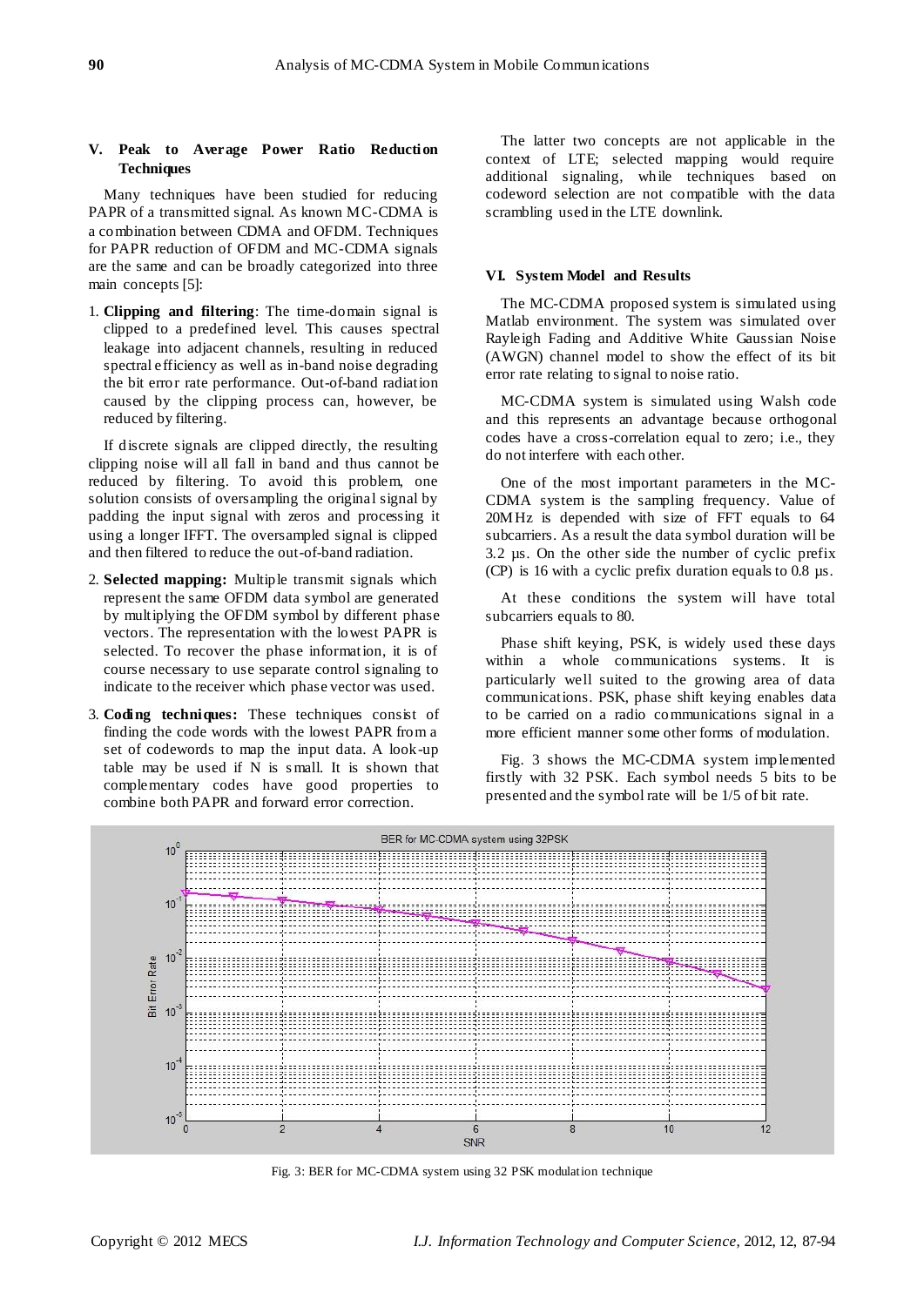## V. Peak to Average Power Ratio Reduction Techniques

Many techniques have been studied for reducing PAPR of a transmitted signal. As known MC-CDMA is a combination between CDMA and OFDM. Techniques for PAPR reduction of OFDM and MC-CDMA signals are the same and can be broadly categorized into three main concepts [5]:

1. **Clipping and filtering**: The time-domain signal is clipped to a predefined level. This causes spectral leakage into adjacent channels, resulting in reduced spectral efficiency as well as in-band noise degrading the bit error rate performance. Out-of-band radiation caused by the clipping process can, however, be reduced by filtering.

If discrete signals are clipped directly, the resulting clipping noise will all fall in band and thus cannot be reduced by filtering. To avoid this problem, one solution consists of oversampling the original signal by padding the input signal with zeros and processing it using a longer IFFT. The oversampled signal is clipped and then filtered to reduce the out-of-band radiation.

2. **Selected mapping:** Multiple transmit signals which represent the same OFDM data symbol are generated by multiplying the OFDM symbol by different phase vectors. The representation with the lowest PAPR is selected. To recover the phase information, it is of course necessary to use separate control signaling to indicate to the receiver which phase vector was used.

3. **Coding techniques:** These techniques consist of finding the code words with the lowest PAPR from a set of codewords to map the input data. A look-up table may be used if N is small. It is shown that complementary codes have good properties to combine both PAPR and forward error correction.

The latter two concepts are not applicable in the context of LTE; selected mapping would require additional signaling, while techniques based on codeword selection are not compatible with the data scrambling used in the LTE downlink.

## VI. System Model and Results

The MC-CDMA proposed system is simulated using Matlab environment. The system was simulated over Rayleigh Fading and Additive White Gaussian Noise (AWGN) channel model to show the effect of its bit error rate relating to signal to noise ratio.

MC-CDMA system is simulated using Walsh code and this represents an advantage because orthogonal codes have a cross-correlation equal to zero; i.e., they do not interfere with each other.

One of the most important parameters in the MC-CDMA system is the sampling frequency. Value of 20MHz is depended with size of FFT equals to 64 subcarriers. As a result the data symbol duration will be 3.2 µs. On the other side the number of cyclic prefix (CP) is 16 with a cyclic prefix duration equals to 0.8 µs.

At these conditions the system will have total subcarriers equals to 80.

Phase shift keying, PSK, is widely used these days within a whole communications systems. It is particularly well suited to the growing area of data communications. PSK, phase shift keying enables data to be carried on a radio communications signal in a more efficient manner some other forms of modulation.

Fig. 3 shows the MC-CDMA system implemented firstly with 32 PSK. Each symbol needs 5 bits to be presented and the symbol rate will be 1/5 of bit rate.

Fig. 3: BER for MC-CDMA system using 32 PSK modulation technique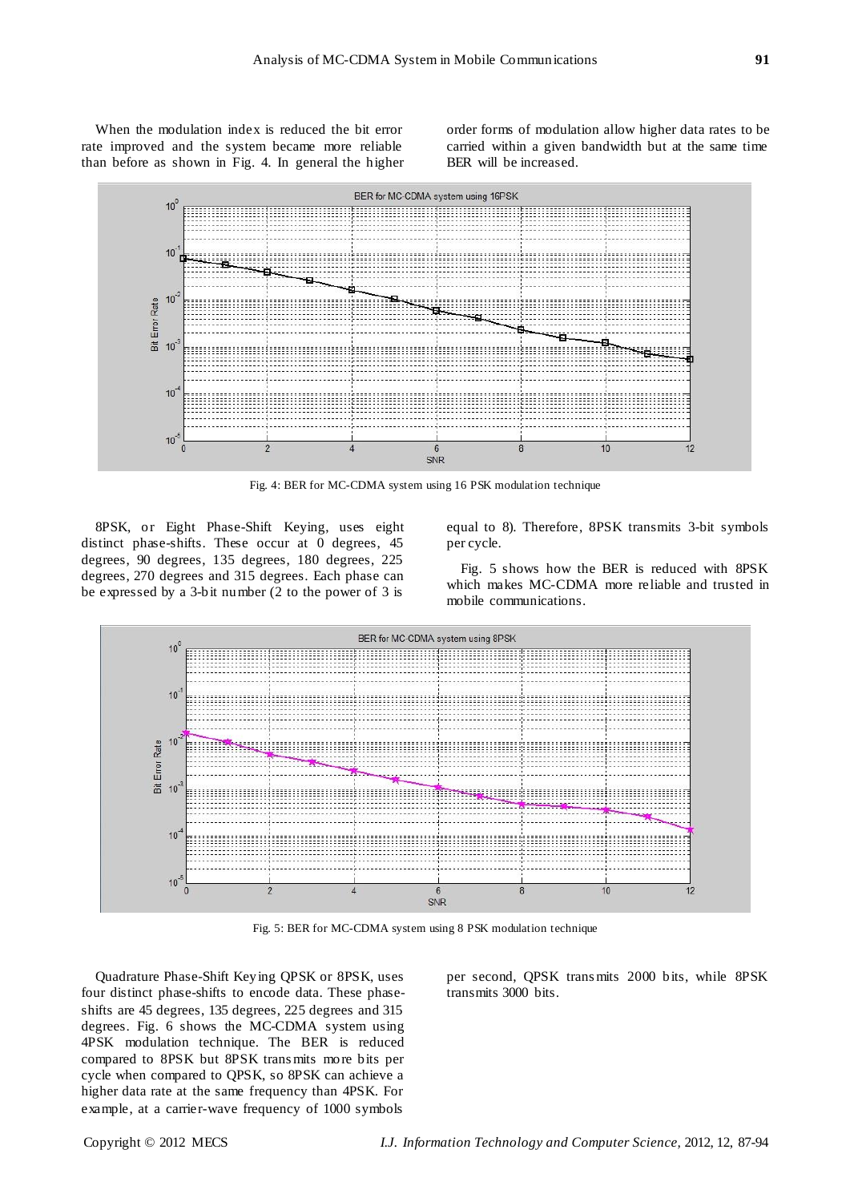When the modulation index is reduced the bit error rate improved and the system became more reliable than before as shown in Fig. 4. In general the higher order forms of modulation allow higher data rates to be carried within a given bandwidth but at the same time BER will be increased.

Fig. 4: BER for MC-CDMA system using 16 PSK modulation technique

8PSK, or Eight Phase-Shift Keying, uses eight distinct phase-shifts. These occur at 0 degrees, 45 degrees, 90 degrees, 135 degrees, 180 degrees, 225 degrees, 270 degrees and 315 degrees. Each phase can be expressed by a 3-bit number (2 to the power of 3 is equal to 8). Therefore, 8PSK transmits 3-bit symbols per cycle.

Fig. 5 shows how the BER is reduced with 8PSK which makes MC-CDMA more reliable and trusted in mobile communications.

Fig. 5: BER for MC-CDMA system using 8 PSK modulation technique

Quadrature Phase-Shift Keying QPSK or 8PSK, uses four distinct phase-shifts to encode data. These phase-shifts are 45 degrees, 135 degrees, 225 degrees and 315 degrees. Fig. 6 shows the MC-CDMA system using 4PSK modulation technique. The BER is reduced compared to 8PSK but 8PSK transmits more bits per cycle when compared to QPSK, so 8PSK can achieve a higher data rate at the same frequency than 4PSK. For example, at a carrier-wave frequency of 1000 symbols per second, QPSK transmits 2000 bits, while 8PSK transmits 3000 bits.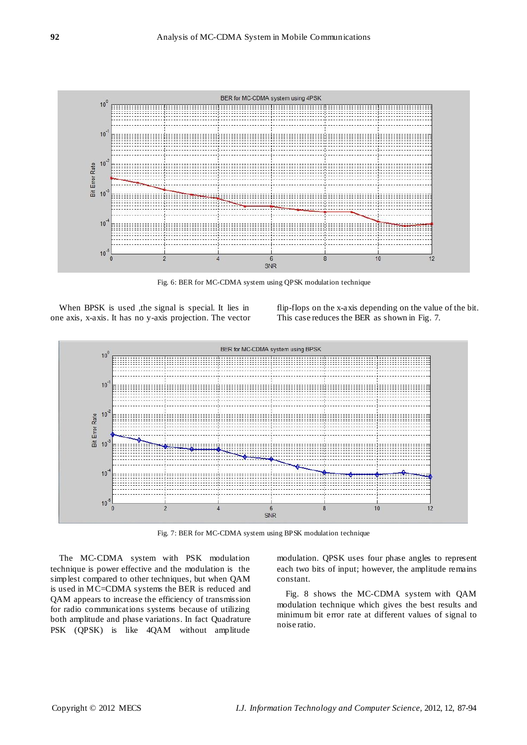Fig. 6: BER for MC-CDMA system using QPSK modulation technique

When BPSK is used ,the signal is special. It lies in one axis, x-axis. It has no y-axis projection. The vector flip-flops on the x-axis depending on the value of the bit. This case reduces the BER as shown in Fig. 7.

Fig. 7: BER for MC-CDMA system using BPSK modulation technique

The MC-CDMA system with PSK modulation technique is power effective and the modulation is the simplest compared to other techniques, but when QAM is used in MC=CDMA systems the BER is reduced and QAM appears to increase the efficiency of transmission for radio communications systems because of utilizing both amplitude and phase variations. In fact Quadrature PSK (QPSK) is like 4QAM without amplitude modulation. QPSK uses four phase angles to represent each two bits of input; however, the amplitude remains constant.

Fig. 8 shows the MC-CDMA system with QAM modulation technique which gives the best results and minimum bit error rate at different values of signal to noise ratio.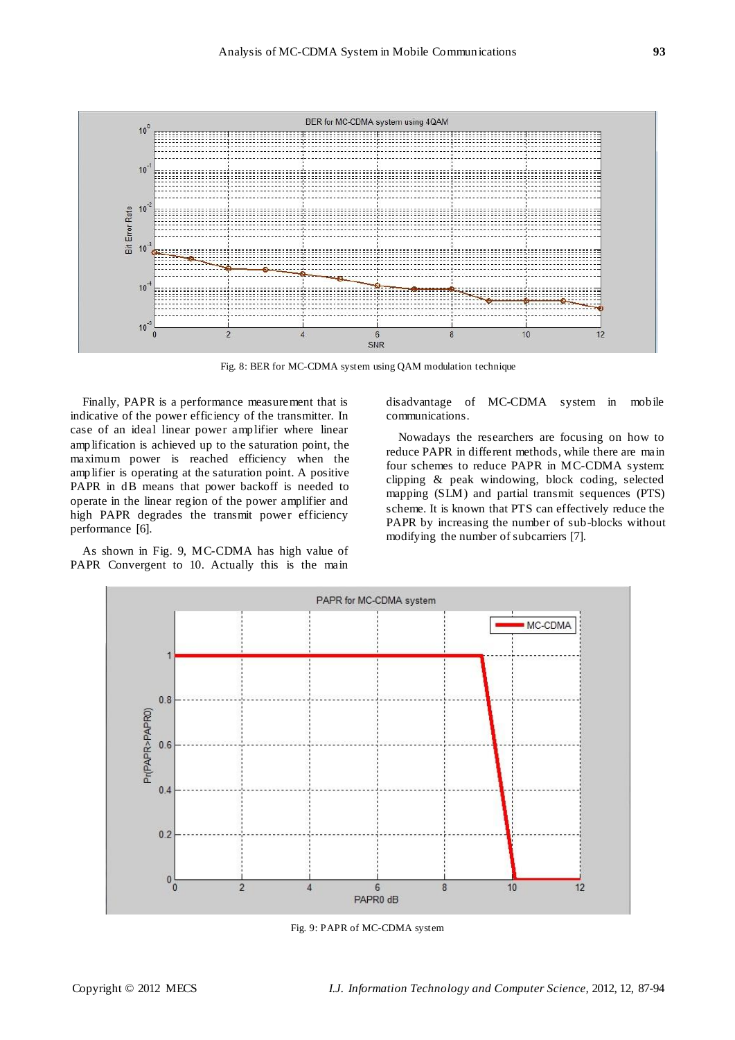Fig. 8: BER for MC-CDMA system using QAM modulation technique

Finally, PAPR is a performance measurement that is indicative of the power efficiency of the transmitter. In case of an ideal linear power amplifier where linear amplification is achieved up to the saturation point, the maximum power is reached efficiency when the amplifier is operating at the saturation point. A positive PAPR in dB means that power backoff is needed to operate in the linear region of the power amplifier and high PAPR degrades the transmit power efficiency performance [6].

As shown in Fig. 9, MC-CDMA has high value of PAPR Convergent to 10. Actually this is the main disadvantage of MC-CDMA system in mobile communications.

Nowadays the researchers are focusing on how to reduce PAPR in different methods, while there are main four schemes to reduce PAPR in MC-CDMA system: clipping & peak windowing, block coding, selected mapping (SLM) and partial transmit sequences (PTS) scheme. It is known that PTS can effectively reduce the PAPR by increasing the number of sub-blocks without modifying the number of subcarriers [7].

Fig. 9: PAPR of MC-CDMA system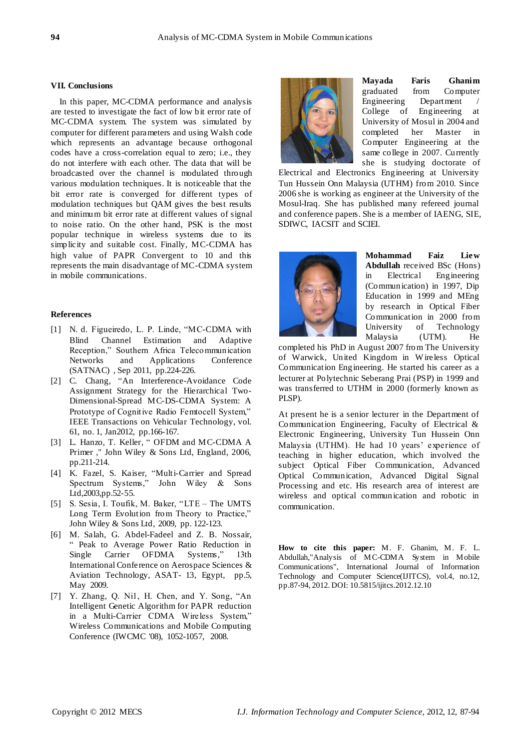## VII. Conclusions

In this paper, MC-CDMA performance and analysis are tested to investigate the fact of low bit error rate of MC-CDMA system. The system was simulated by computer for different parameters and using Walsh code which represents an advantage because orthogonal codes have a cross-correlation equal to zero; i.e., they do not interfere with each other. The data that will be broadcasted over the channel is modulated through various modulation techniques. It is noticeable that the bit error rate is converged for different types of modulation techniques but QAM gives the best results and minimum bit error rate at different values of signal to noise ratio. On the other hand, PSK is the most popular technique in wireless systems due to its simplicity and suitable cost. Finally, MC-CDMA has high value of PAPR Convergent to 10 and this represents the main disadvantage of MC-CDMA system in mobile communications.

## References

[1] N. d. Figueiredo, L. P. Linde, "MC-CDMA with Blind Channel Estimation and Adaptive Reception," Southern Africa Telecommunication Networks and Applications Conference (SATNAC) , Sep 2011, pp.224-226.

[2] C. Chang, "An Interference-Avoidance Code Assignment Strategy for the Hierarchical Two-Dimensional-Spread MC-DS-CDMA System: A Prototype of Cognitive Radio Femtocell System," IEEE Transactions on Vehicular Technology, vol. 61, no. 1, Jan2012, pp.166-167.

[3] L. Hanzo, T. Keller, " OFDM and MC-CDMA A Primer ," John Wiley & Sons Ltd, England, 2006, pp.211-214.

[4] K. Fazel, S. Kaiser, "Multi-Carrier and Spread Spectrum Systems," John Wiley & Sons Ltd,2003,pp.52-55.

[5] S. Sesia, I. Toufik, M. Baker, "LTE – The UMTS Long Term Evolution from Theory to Practice," John Wiley & Sons Ltd, 2009, pp. 122-123.

[6] M. Salah, G. Abdel-Fadeel and Z. B. Nossair, " Peak to Average Power Ratio Reduction in Single Carrier OFDMA Systems," 13th International Conference on Aerospace Sciences & Aviation Technology, ASAT- 13, Egypt, pp.5, May 2009.

[7] Y. Zhang, Q. Ni1, H. Chen, and Y. Song, "An Intelligent Genetic Algorithm for PAPR reduction in a Multi-Carrier CDMA Wireless System," Wireless Communications and Mobile Computing Conference (IWCMC '08), 1052-1057, 2008.

**Mayada Faris Ghanim** graduated from Computer Engineering Department / College of Engineering at University of Mosul in 2004 and completed her Master in Computer Engineering at the same college in 2007. Currently she is studying doctorate of Electrical and Electronics Engineering at University Tun Hussein Onn Malaysia (UTHM) from 2010. Since 2006 she is working as engineer at the University of the Mosul-Iraq. She has published many refereed journal and conference papers. She is a member of IAENG, SIE, SDIWC, IACSIT and SCIEI.

**Mohammad Faiz Liew Abdullah** received BSc (Hons) in Electrical Engineering (Communication) in 1997, Dip Education in 1999 and MEng by research in Optical Fiber Communication in 2000 from University of Technology Malaysia (UTM). He completed his PhD in August 2007 from The University of Warwick, United Kingdom in Wireless Optical Communication Engineering. He started his career as a lecturer at Polytechnic Seberang Prai (PSP) in 1999 and was transferred to UTHM in 2000 (formerly known as PLSP).

At present he is a senior lecturer in the Department of Communication Engineering, Faculty of Electrical & Electronic Engineering, University Tun Hussein Onn Malaysia (UTHM). He had 10 years' experience of teaching in higher education, which involved the subject Optical Fiber Communication, Advanced Optical Communication, Advanced Digital Signal Processing and etc. His research area of interest are wireless and optical communication and robotic in communication.

**How to cite this paper:** M. F. Ghanim, M. F. L. Abdullah,"Analysis of MC-CDMA System in Mobile Communications", International Journal of Information Technology and Computer Science(IJITCS), vol.4, no.12, pp.87-94, 2012. DOI: 10.5815/ijitcs.2012.12.10